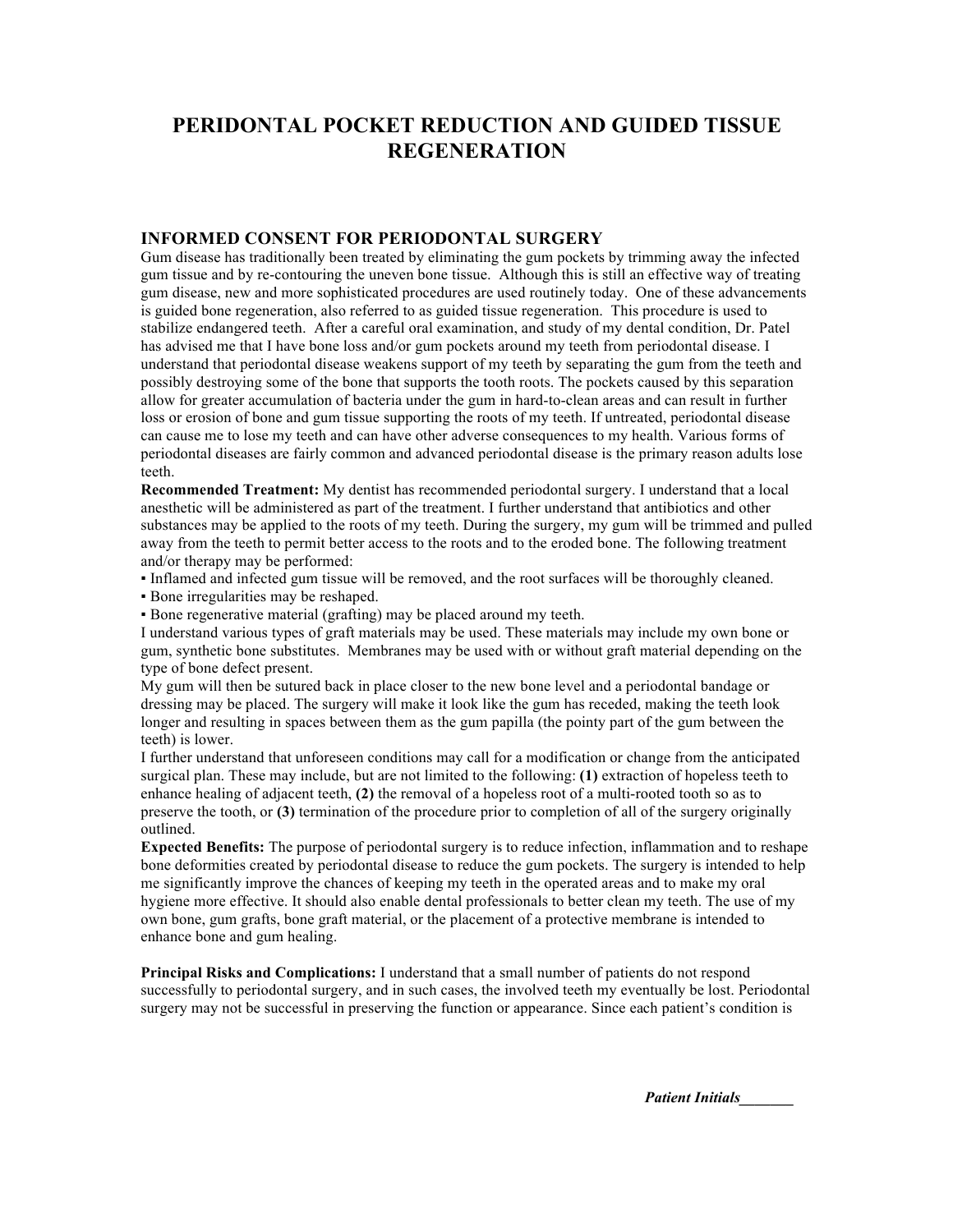# PERIDONTAL POCKET REDUCTION AND GUIDED TISSUE REGENERATION

## INFORMED CONSENT FOR PERIODONTAL SURGERY

Gum disease has traditionally been treated by eliminating the gum pockets by trimming away the infected gum tissue and by re-contouring the uneven bone tissue. Although this is still an effective way of treating gum disease, new and more sophisticated procedures are used routinely today. One of these advancements is guided bone regeneration, also referred to as guided tissue regeneration. This procedure is used to stabilize endangered teeth. After a careful oral examination, and study of my dental condition, Dr. Patel has advised me that I have bone loss and/or gum pockets around my teeth from periodontal disease. I understand that periodontal disease weakens support of my teeth by separating the gum from the teeth and possibly destroying some of the bone that supports the tooth roots. The pockets caused by this separation allow for greater accumulation of bacteria under the gum in hard-to-clean areas and can result in further loss or erosion of bone and gum tissue supporting the roots of my teeth. If untreated, periodontal disease can cause me to lose my teeth and can have other adverse consequences to my health. Various forms of periodontal diseases are fairly common and advanced periodontal disease is the primary reason adults lose teeth.

**Recommended Treatment:** My dentist has recommended periodontal surgery. I understand that a local anesthetic will be administered as part of the treatment. I further understand that antibiotics and other substances may be applied to the roots of my teeth. During the surgery, my gum will be trimmed and pulled away from the teeth to permit better access to the roots and to the eroded bone. The following treatment and/or therapy may be performed:

- Inflamed and infected gum tissue will be removed, and the root surfaces will be thoroughly cleaned.
- Bone irregularities may be reshaped.
- Bone regenerative material (grafting) may be placed around my teeth.

I understand various types of graft materials may be used. These materials may include my own bone or gum, synthetic bone substitutes. Membranes may be used with or without graft material depending on the type of bone defect present.

My gum will then be sutured back in place closer to the new bone level and a periodontal bandage or dressing may be placed. The surgery will make it look like the gum has receded, making the teeth look longer and resulting in spaces between them as the gum papilla (the pointy part of the gum between the teeth) is lower.

I further understand that unforeseen conditions may call for a modification or change from the anticipated surgical plan. These may include, but are not limited to the following: **(1)** extraction of hopeless teeth to enhance healing of adjacent teeth, **(2)** the removal of a hopeless root of a multi-rooted tooth so as to preserve the tooth, or **(3)** termination of the procedure prior to completion of all of the surgery originally outlined.

**Expected Benefits:** The purpose of periodontal surgery is to reduce infection, inflammation and to reshape bone deformities created by periodontal disease to reduce the gum pockets. The surgery is intended to help me significantly improve the chances of keeping my teeth in the operated areas and to make my oral hygiene more effective. It should also enable dental professionals to better clean my teeth. The use of my own bone, gum grafts, bone graft material, or the placement of a protective membrane is intended to enhance bone and gum healing.

**Principal Risks and Complications:** I understand that a small number of patients do not respond successfully to periodontal surgery, and in such cases, the involved teeth my eventually be lost. Periodontal surgery may not be successful in preserving the function or appearance. Since each patient's condition is

***Patient Initials_______***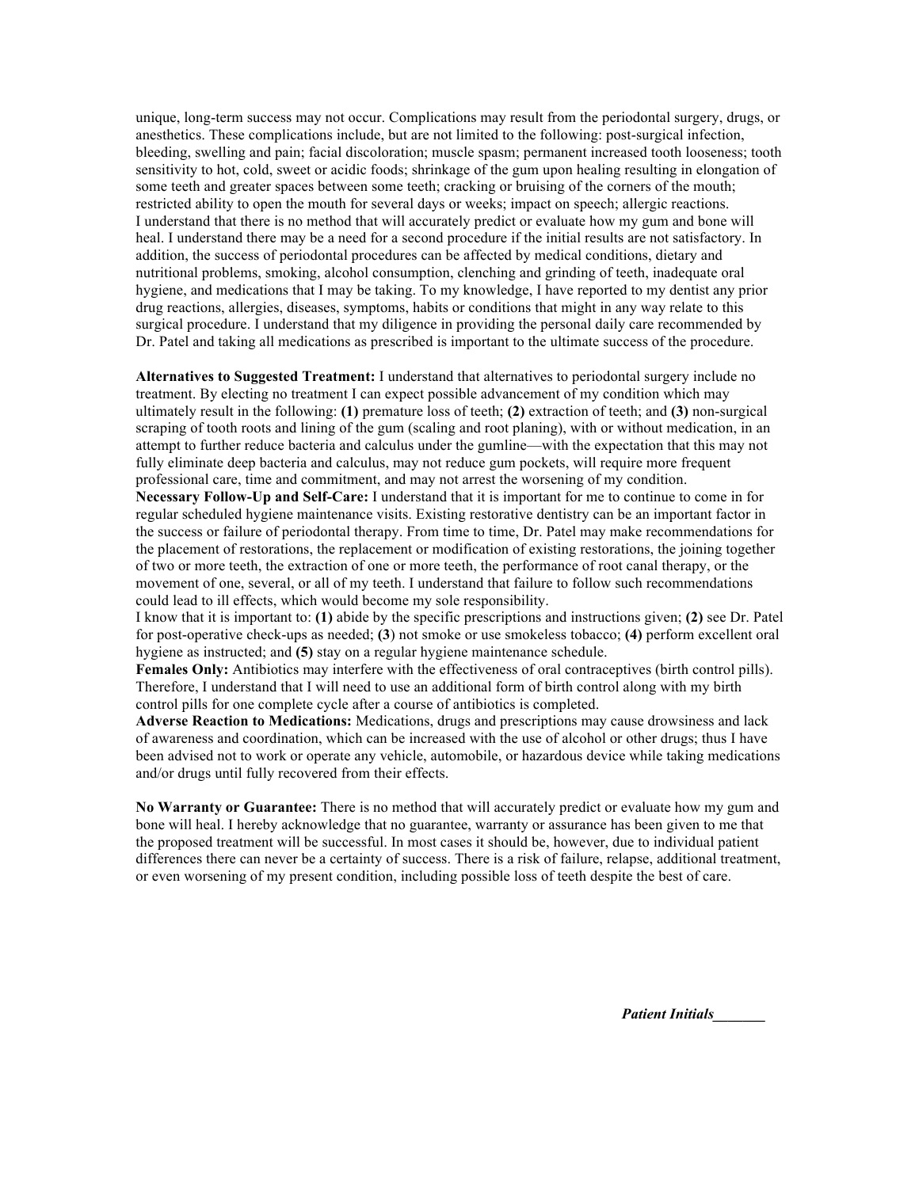unique, long-term success may not occur. Complications may result from the periodontal surgery, drugs, or anesthetics. These complications include, but are not limited to the following: post-surgical infection, bleeding, swelling and pain; facial discoloration; muscle spasm; permanent increased tooth looseness; tooth sensitivity to hot, cold, sweet or acidic foods; shrinkage of the gum upon healing resulting in elongation of some teeth and greater spaces between some teeth; cracking or bruising of the corners of the mouth; restricted ability to open the mouth for several days or weeks; impact on speech; allergic reactions.
I understand that there is no method that will accurately predict or evaluate how my gum and bone will heal. I understand there may be a need for a second procedure if the initial results are not satisfactory. In addition, the success of periodontal procedures can be affected by medical conditions, dietary and nutritional problems, smoking, alcohol consumption, clenching and grinding of teeth, inadequate oral hygiene, and medications that I may be taking. To my knowledge, I have reported to my dentist any prior drug reactions, allergies, diseases, symptoms, habits or conditions that might in any way relate to this surgical procedure. I understand that my diligence in providing the personal daily care recommended by Dr. Patel and taking all medications as prescribed is important to the ultimate success of the procedure.

**Alternatives to Suggested Treatment:** I understand that alternatives to periodontal surgery include no treatment. By electing no treatment I can expect possible advancement of my condition which may ultimately result in the following: **(1)** premature loss of teeth; **(2)** extraction of teeth; and **(3)** non-surgical scraping of tooth roots and lining of the gum (scaling and root planing), with or without medication, in an attempt to further reduce bacteria and calculus under the gumline—with the expectation that this may not fully eliminate deep bacteria and calculus, may not reduce gum pockets, will require more frequent professional care, time and commitment, and may not arrest the worsening of my condition.
**Necessary Follow-Up and Self-Care:** I understand that it is important for me to continue to come in for regular scheduled hygiene maintenance visits. Existing restorative dentistry can be an important factor in the success or failure of periodontal therapy. From time to time, Dr. Patel may make recommendations for the placement of restorations, the replacement or modification of existing restorations, the joining together of two or more teeth, the extraction of one or more teeth, the performance of root canal therapy, or the movement of one, several, or all of my teeth. I understand that failure to follow such recommendations could lead to ill effects, which would become my sole responsibility.
I know that it is important to: **(1)** abide by the specific prescriptions and instructions given; **(2)** see Dr. Patel for post-operative check-ups as needed; **(3**) not smoke or use smokeless tobacco; **(4)** perform excellent oral hygiene as instructed; and **(5)** stay on a regular hygiene maintenance schedule.
**Females Only:** Antibiotics may interfere with the effectiveness of oral contraceptives (birth control pills). Therefore, I understand that I will need to use an additional form of birth control along with my birth control pills for one complete cycle after a course of antibiotics is completed.
**Adverse Reaction to Medications:** Medications, drugs and prescriptions may cause drowsiness and lack of awareness and coordination, which can be increased with the use of alcohol or other drugs; thus I have been advised not to work or operate any vehicle, automobile, or hazardous device while taking medications and/or drugs until fully recovered from their effects.

**No Warranty or Guarantee:** There is no method that will accurately predict or evaluate how my gum and bone will heal. I hereby acknowledge that no guarantee, warranty or assurance has been given to me that the proposed treatment will be successful. In most cases it should be, however, due to individual patient differences there can never be a certainty of success. There is a risk of failure, relapse, additional treatment, or even worsening of my present condition, including possible loss of teeth despite the best of care.

***Patient Initials_______***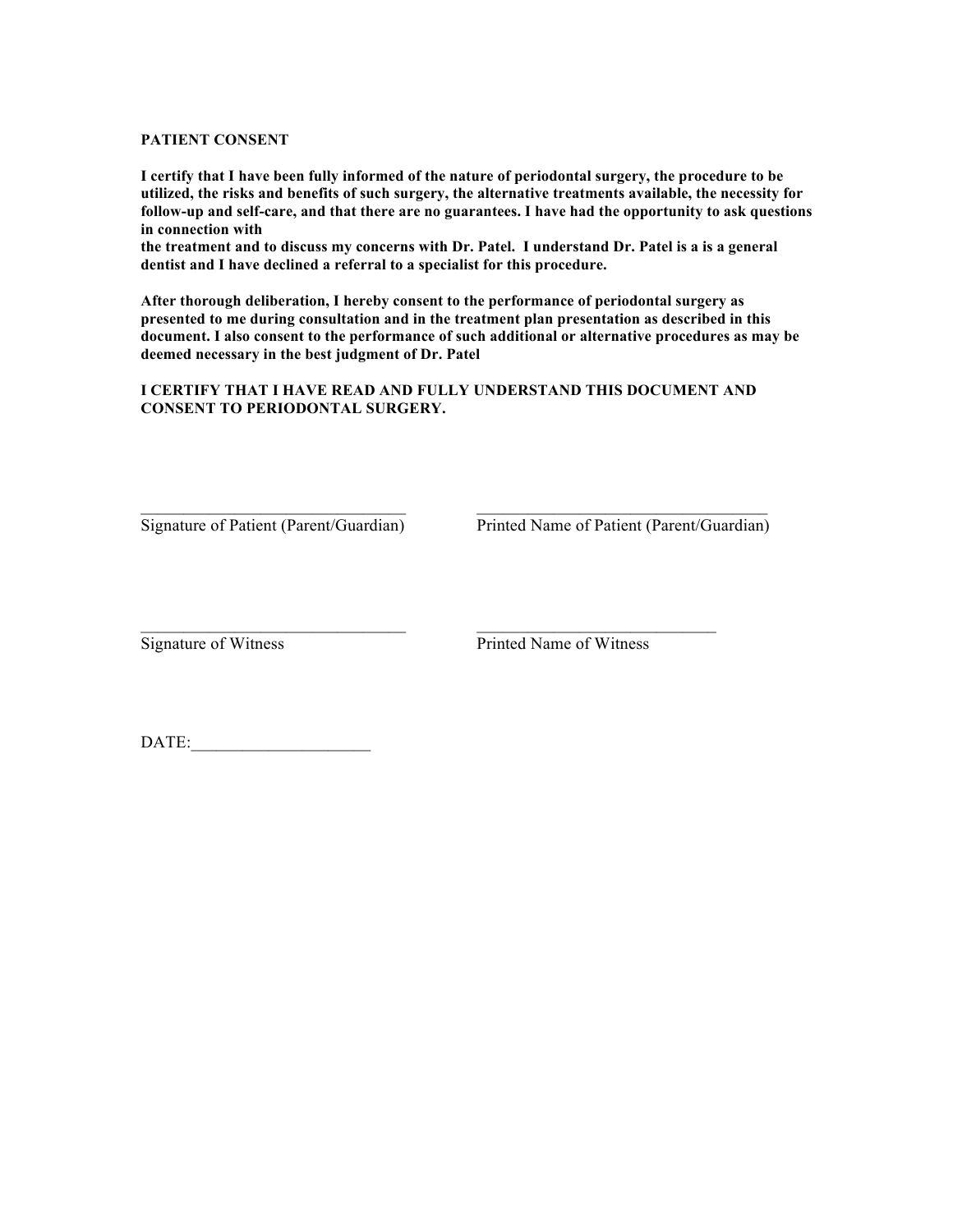**PATIENT CONSENT**

**I certify that I have been fully informed of the nature of periodontal surgery, the procedure to be utilized, the risks and benefits of such surgery, the alternative treatments available, the necessity for follow-up and self-care, and that there are no guarantees. I have had the opportunity to ask questions in connection with the treatment and to discuss my concerns with Dr. Patel. I understand Dr. Patel is a is a general dentist and I have declined a referral to a specialist for this procedure.**

**After thorough deliberation, I hereby consent to the performance of periodontal surgery as presented to me during consultation and in the treatment plan presentation as described in this document. I also consent to the performance of such additional or alternative procedures as may be deemed necessary in the best judgment of Dr. Patel**

**I CERTIFY THAT I HAVE READ AND FULLY UNDERSTAND THIS DOCUMENT AND CONSENT TO PERIODONTAL SURGERY.**

\_\_\_\_\_\_\_\_\_\_\_\_\_\_\_\_\_\_\_\_\_\_\_\_\_\_\_\_\_\_\_\_
Signature of Patient (Parent/Guardian)

\_\_\_\_\_\_\_\_\_\_\_\_\_\_\_\_\_\_\_\_\_\_\_\_\_\_\_\_\_\_\_\_\_\_\_
Printed Name of Patient (Parent/Guardian)

\_\_\_\_\_\_\_\_\_\_\_\_\_\_\_\_\_\_\_\_\_\_\_\_\_\_\_\_\_\_\_\_
Signature of Witness

\_\_\_\_\_\_\_\_\_\_\_\_\_\_\_\_\_\_\_\_\_\_\_\_\_\_\_\_\_
Printed Name of Witness

DATE:\_\_\_\_\_\_\_\_\_\_\_\_\_\_\_\_\_\_\_\_\_